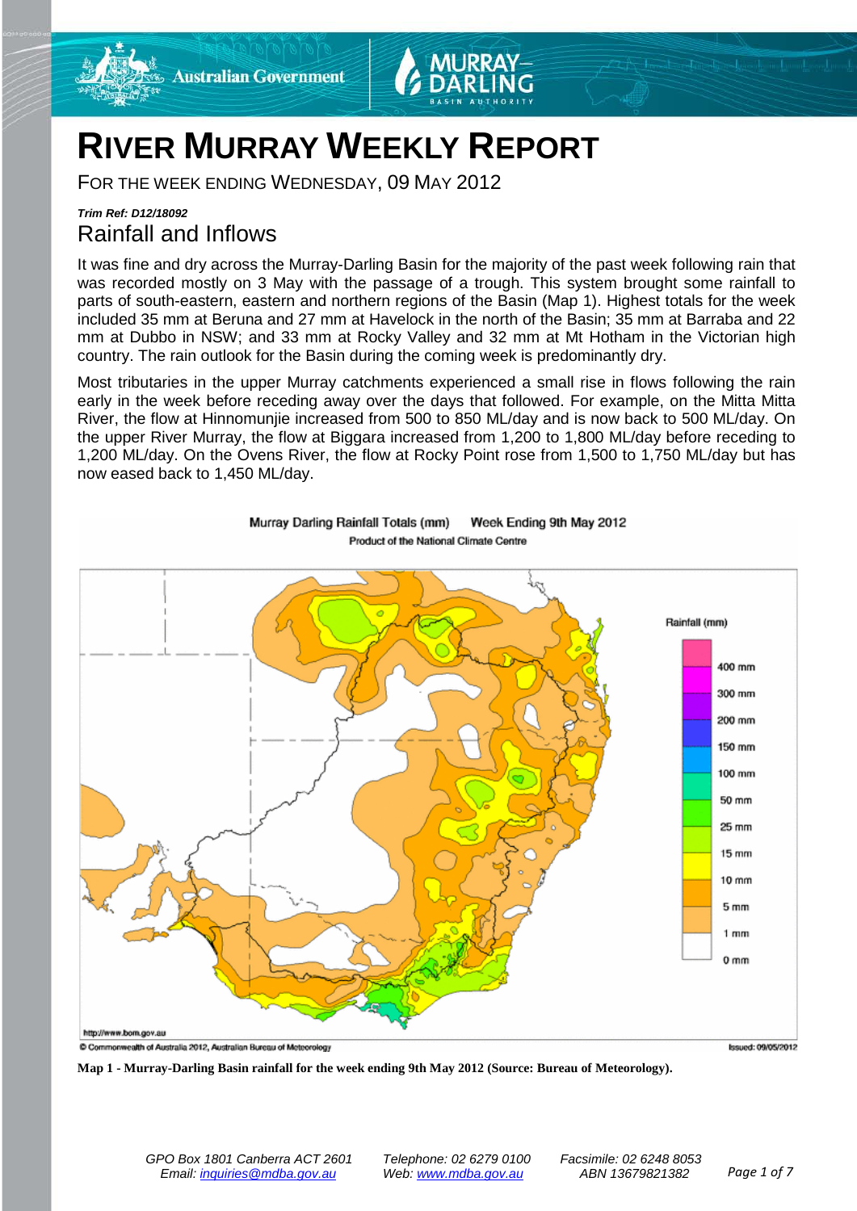# RIVER MURRAY WEEKLY REPORT

FOR THE WEEK ENDING WEDNESDAY, 09 MAY 2012

***Trim Ref: D12/18092***

## Rainfall and Inflows

It was fine and dry across the Murray-Darling Basin for the majority of the past week following rain that was recorded mostly on 3 May with the passage of a trough. This system brought some rainfall to parts of south-eastern, eastern and northern regions of the Basin (Map 1). Highest totals for the week included 35 mm at Beruna and 27 mm at Havelock in the north of the Basin; 35 mm at Barraba and 22 mm at Dubbo in NSW; and 33 mm at Rocky Valley and 32 mm at Mt Hotham in the Victorian high country. The rain outlook for the Basin during the coming week is predominantly dry.

Most tributaries in the upper Murray catchments experienced a small rise in flows following the rain early in the week before receding away over the days that followed. For example, on the Mitta Mitta River, the flow at Hinnomunjie increased from 500 to 850 ML/day and is now back to 500 ML/day. On the upper River Murray, the flow at Biggara increased from 1,200 to 1,800 ML/day before receding to 1,200 ML/day. On the Ovens River, the flow at Rocky Point rose from 1,500 to 1,750 ML/day but has now eased back to 1,450 ML/day.

Murray Darling Rainfall Totals (mm) Week Ending 9th May 2012
Product of the National Climate Centre

Rainfall (mm): 400 mm, 300 mm, 200 mm, 150 mm, 100 mm, 50 mm, 25 mm, 15 mm, 10 mm, 5 mm, 1 mm, 0 mm

http://www.bom.gov.au
© Commonwealth of Australia 2012, Australian Bureau of Meteorology
Issued: 09/05/2012

**Map 1 - Murray-Darling Basin rainfall for the week ending 9th May 2012 (Source: Bureau of Meteorology).**

GPO Box 1801 Canberra ACT 2601 | Telephone: 02 6279 0100 | Facsimile: 02 6248 8053
Email: inquiries@mdba.gov.au | Web: www.mdba.gov.au | ABN 13679821382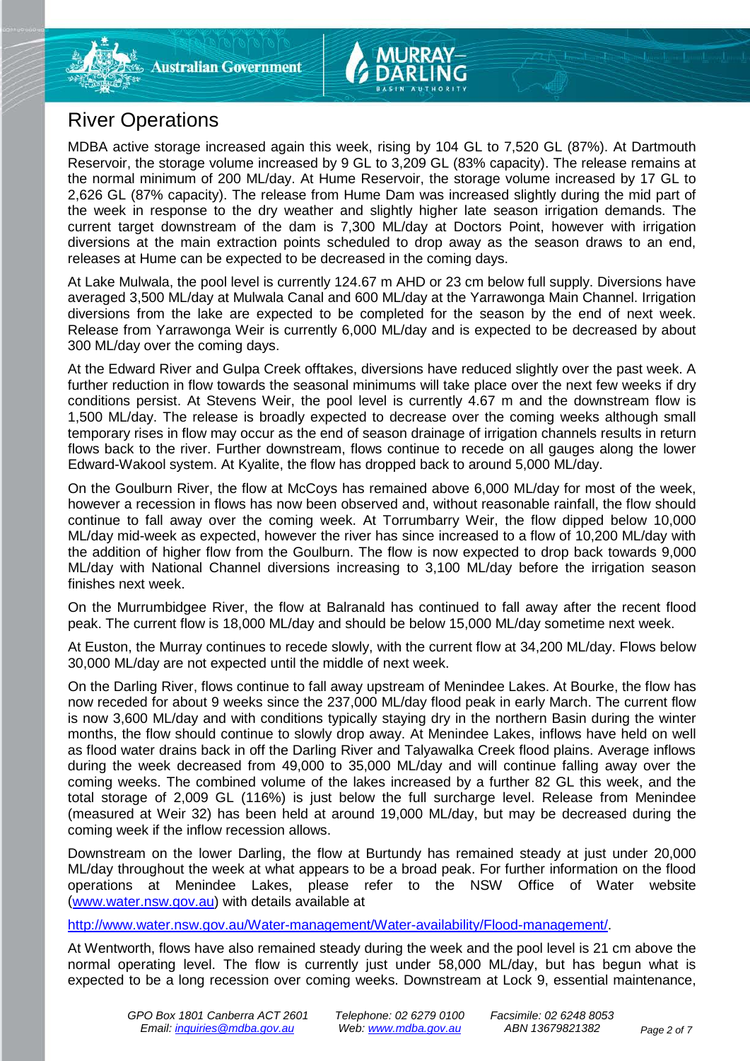## River Operations

MDBA active storage increased again this week, rising by 104 GL to 7,520 GL (87%). At Dartmouth Reservoir, the storage volume increased by 9 GL to 3,209 GL (83% capacity). The release remains at the normal minimum of 200 ML/day. At Hume Reservoir, the storage volume increased by 17 GL to 2,626 GL (87% capacity). The release from Hume Dam was increased slightly during the mid part of the week in response to the dry weather and slightly higher late season irrigation demands. The current target downstream of the dam is 7,300 ML/day at Doctors Point, however with irrigation diversions at the main extraction points scheduled to drop away as the season draws to an end, releases at Hume can be expected to be decreased in the coming days.

At Lake Mulwala, the pool level is currently 124.67 m AHD or 23 cm below full supply. Diversions have averaged 3,500 ML/day at Mulwala Canal and 600 ML/day at the Yarrawonga Main Channel. Irrigation diversions from the lake are expected to be completed for the season by the end of next week. Release from Yarrawonga Weir is currently 6,000 ML/day and is expected to be decreased by about 300 ML/day over the coming days.

At the Edward River and Gulpa Creek offtakes, diversions have reduced slightly over the past week. A further reduction in flow towards the seasonal minimums will take place over the next few weeks if dry conditions persist. At Stevens Weir, the pool level is currently 4.67 m and the downstream flow is 1,500 ML/day. The release is broadly expected to decrease over the coming weeks although small temporary rises in flow may occur as the end of season drainage of irrigation channels results in return flows back to the river. Further downstream, flows continue to recede on all gauges along the lower Edward-Wakool system. At Kyalite, the flow has dropped back to around 5,000 ML/day.

On the Goulburn River, the flow at McCoys has remained above 6,000 ML/day for most of the week, however a recession in flows has now been observed and, without reasonable rainfall, the flow should continue to fall away over the coming week. At Torrumbarry Weir, the flow dipped below 10,000 ML/day mid-week as expected, however the river has since increased to a flow of 10,200 ML/day with the addition of higher flow from the Goulburn. The flow is now expected to drop back towards 9,000 ML/day with National Channel diversions increasing to 3,100 ML/day before the irrigation season finishes next week.

On the Murrumbidgee River, the flow at Balranald has continued to fall away after the recent flood peak. The current flow is 18,000 ML/day and should be below 15,000 ML/day sometime next week.

At Euston, the Murray continues to recede slowly, with the current flow at 34,200 ML/day. Flows below 30,000 ML/day are not expected until the middle of next week.

On the Darling River, flows continue to fall away upstream of Menindee Lakes. At Bourke, the flow has now receded for about 9 weeks since the 237,000 ML/day flood peak in early March. The current flow is now 3,600 ML/day and with conditions typically staying dry in the northern Basin during the winter months, the flow should continue to slowly drop away. At Menindee Lakes, inflows have held on well as flood water drains back in off the Darling River and Talyawalka Creek flood plains. Average inflows during the week decreased from 49,000 to 35,000 ML/day and will continue falling away over the coming weeks. The combined volume of the lakes increased by a further 82 GL this week, and the total storage of 2,009 GL (116%) is just below the full surcharge level. Release from Menindee (measured at Weir 32) has been held at around 19,000 ML/day, but may be decreased during the coming week if the inflow recession allows.

Downstream on the lower Darling, the flow at Burtundy has remained steady at just under 20,000 ML/day throughout the week at what appears to be a broad peak. For further information on the flood operations at Menindee Lakes, please refer to the NSW Office of Water website ([www.water.nsw.gov.au](http://www.water.nsw.gov.au)) with details available at

[http://www.water.nsw.gov.au/Water-management/Water-availability/Flood-management/](http://www.water.nsw.gov.au/Water-management/Water-availability/Flood-management/).

At Wentworth, flows have also remained steady during the week and the pool level is 21 cm above the normal operating level. The flow is currently just under 58,000 ML/day, but has begun what is expected to be a long recession over coming weeks. Downstream at Lock 9, essential maintenance,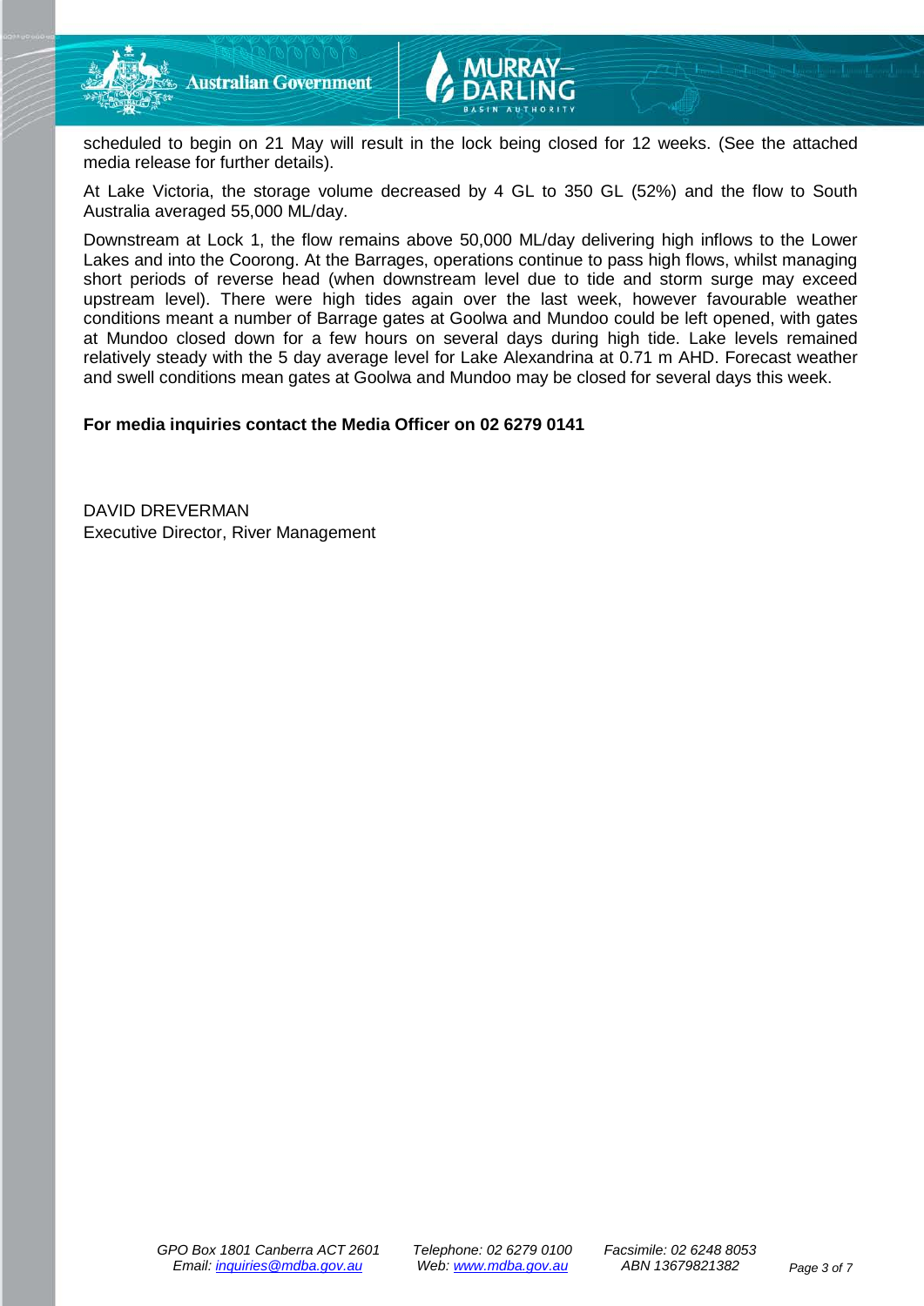scheduled to begin on 21 May will result in the lock being closed for 12 weeks. (See the attached media release for further details).

At Lake Victoria, the storage volume decreased by 4 GL to 350 GL (52%) and the flow to South Australia averaged 55,000 ML/day.

Downstream at Lock 1, the flow remains above 50,000 ML/day delivering high inflows to the Lower Lakes and into the Coorong. At the Barrages, operations continue to pass high flows, whilst managing short periods of reverse head (when downstream level due to tide and storm surge may exceed upstream level). There were high tides again over the last week, however favourable weather conditions meant a number of Barrage gates at Goolwa and Mundoo could be left opened, with gates at Mundoo closed down for a few hours on several days during high tide. Lake levels remained relatively steady with the 5 day average level for Lake Alexandrina at 0.71 m AHD. Forecast weather and swell conditions mean gates at Goolwa and Mundoo may be closed for several days this week.

**For media inquiries contact the Media Officer on 02 6279 0141**

DAVID DREVERMAN
Executive Director, River Management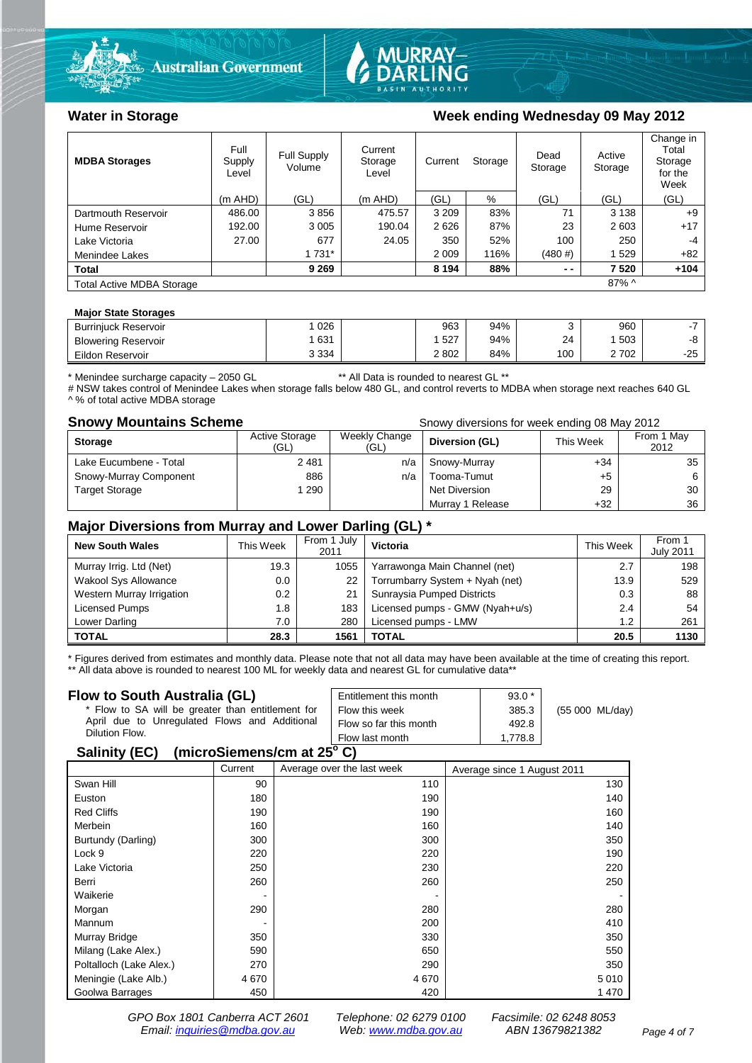## Water in Storage

**Week ending Wednesday 09 May 2012**

| MDBA Storages | Full Supply Level | Full Supply Volume | Current Storage Level | Current Storage | | Dead Storage | Active Storage | Change in Total Storage for the Week |
|---|---|---|---|---|---|---|---|---|
| | (m AHD) | (GL) | (m AHD) | (GL) | % | (GL) | (GL) | (GL) |
| Dartmouth Reservoir | 486.00 | 3 856 | 475.57 | 3 209 | 83% | 71 | 3 138 | +9 |
| Hume Reservoir | 192.00 | 3 005 | 190.04 | 2 626 | 87% | 23 | 2 603 | +17 |
| Lake Victoria | 27.00 | 677 | 24.05 | 350 | 52% | 100 | 250 | -4 |
| Menindee Lakes | | 1 731* | | 2 009 | 116% | (480 #) | 1 529 | +82 |
| **Total** | | **9 269** | | **8 194** | **88%** | **- -** | **7 520** | **+104** |
| Total Active MDBA Storage | | | | | | | 87% ^ | |

**Major State Storages**

| | | | | | | | |
|---|---|---|---|---|---|---|---|
| Burrinjuck Reservoir | 1 026 | | 963 | 94% | 3 | 960 | -7 |
| Blowering Reservoir | 1 631 | | 1 527 | 94% | 24 | 1 503 | -8 |
| Eildon Reservoir | 3 334 | | 2 802 | 84% | 100 | 2 702 | -25 |

\* Menindee surcharge capacity – 2050 GL ** All Data is rounded to nearest GL **
# NSW takes control of Menindee Lakes when storage falls below 480 GL, and control reverts to MDBA when storage next reaches 640 GL
^ % of total active MDBA storage

## Snowy Mountains Scheme

Snowy diversions for week ending 08 May 2012

| Storage | Active Storage (GL) | Weekly Change (GL) | Diversion (GL) | This Week | From 1 May 2012 |
|---|---|---|---|---|---|
| Lake Eucumbene - Total | 2 481 | n/a | Snowy-Murray | +34 | 35 |
| Snowy-Murray Component | 886 | n/a | Tooma-Tumut | +5 | 6 |
| Target Storage | 1 290 | | Net Diversion | 29 | 30 |
| | | | Murray 1 Release | +32 | 36 |

## Major Diversions from Murray and Lower Darling (GL) *

| New South Wales | This Week | From 1 July 2011 | Victoria | This Week | From 1 July 2011 |
|---|---|---|---|---|---|
| Murray Irrig. Ltd (Net) | 19.3 | 1055 | Yarrawonga Main Channel (net) | 2.7 | 198 |
| Wakool Sys Allowance | 0.0 | 22 | Torrumbarry System + Nyah (net) | 13.9 | 529 |
| Western Murray Irrigation | 0.2 | 21 | Sunraysia Pumped Districts | 0.3 | 88 |
| Licensed Pumps | 1.8 | 183 | Licensed pumps - GMW (Nyah+u/s) | 2.4 | 54 |
| Lower Darling | 7.0 | 280 | Licensed pumps - LMW | 1.2 | 261 |
| **TOTAL** | **28.3** | **1561** | **TOTAL** | **20.5** | **1130** |

\* Figures derived from estimates and monthly data. Please note that not all data may have been available at the time of creating this report.
** All data above is rounded to nearest 100 ML for weekly data and nearest GL for cumulative data**

## Flow to South Australia (GL)

\* Flow to SA will be greater than entitlement for April due to Unregulated Flows and Additional Dilution Flow.

| | | |
|---|---|---|
| Entitlement this month | 93.0 * | |
| Flow this week | 385.3 | (55 000 ML/day) |
| Flow so far this month | 492.8 | |
| Flow last month | 1,778.8 | |

## Salinity (EC) (microSiemens/cm at 25° C)

| | Current | Average over the last week | Average since 1 August 2011 |
|---|---|---|---|
| Swan Hill | 90 | 110 | 130 |
| Euston | 180 | 190 | 140 |
| Red Cliffs | 190 | 190 | 160 |
| Merbein | 160 | 160 | 140 |
| Burtundy (Darling) | 300 | 300 | 350 |
| Lock 9 | 220 | 220 | 190 |
| Lake Victoria | 250 | 230 | 220 |
| Berri | 260 | 260 | 250 |
| Waikerie | - | - | - |
| Morgan | 290 | 280 | 280 |
| Mannum | - | 200 | 410 |
| Murray Bridge | 350 | 330 | 350 |
| Milang (Lake Alex.) | 590 | 650 | 550 |
| Poltalloch (Lake Alex.) | 270 | 290 | 350 |
| Meningie (Lake Alb.) | 4 670 | 4 670 | 5 010 |
| Goolwa Barrages | 450 | 420 | 1 470 |

GPO Box 1801 Canberra ACT 2601 Telephone: 02 6279 0100 Facsimile: 02 6248 8053
Email: inquiries@mdba.gov.au Web: www.mdba.gov.au ABN 13679821382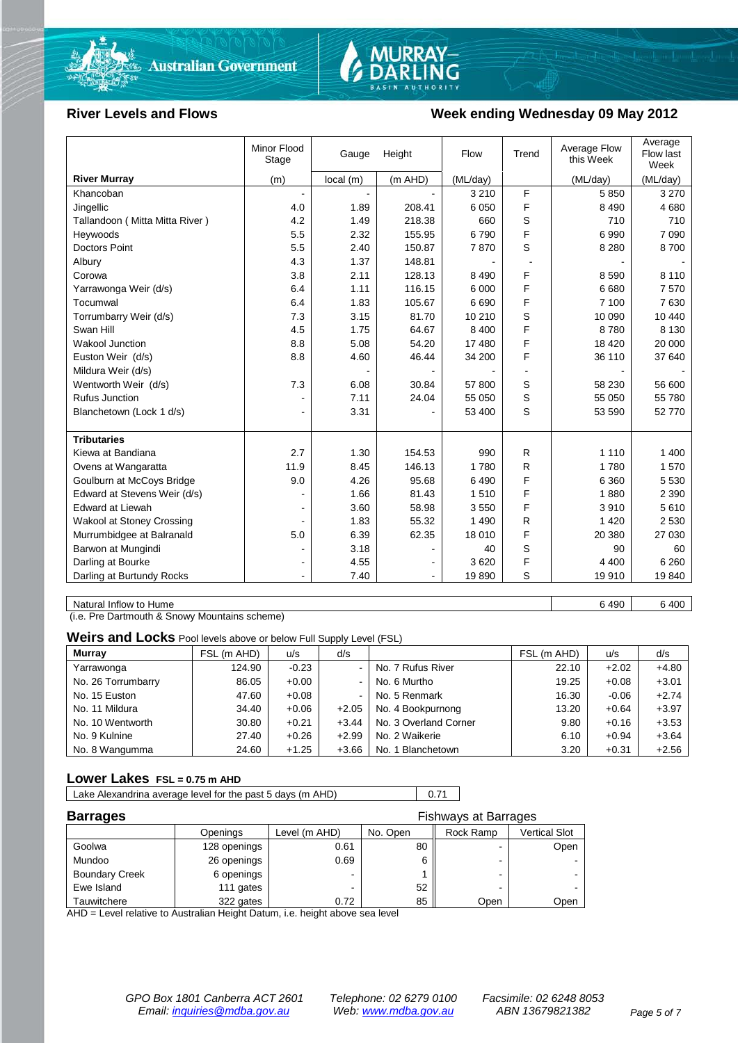## River Levels and Flows

## Week ending Wednesday 09 May 2012

| River Murray | Minor Flood Stage (m) | Gauge Height local (m) | Gauge Height (m AHD) | Flow (ML/day) | Trend | Average Flow this Week (ML/day) | Average Flow last Week (ML/day) |
|---|---|---|---|---|---|---|---|
| Khancoban | - | - | - | 3 210 | F | 5 850 | 3 270 |
| Jingellic | 4.0 | 1.89 | 208.41 | 6 050 | F | 8 490 | 4 680 |
| Tallandoon ( Mitta Mitta River ) | 4.2 | 1.49 | 218.38 | 660 | S | 710 | 710 |
| Heywoods | 5.5 | 2.32 | 155.95 | 6 790 | F | 6 990 | 7 090 |
| Doctors Point | 5.5 | 2.40 | 150.87 | 7 870 | S | 8 280 | 8 700 |
| Albury | 4.3 | 1.37 | 148.81 | - | - | - | - |
| Corowa | 3.8 | 2.11 | 128.13 | 8 490 | F | 8 590 | 8 110 |
| Yarrawonga Weir (d/s) | 6.4 | 1.11 | 116.15 | 6 000 | F | 6 680 | 7 570 |
| Tocumwal | 6.4 | 1.83 | 105.67 | 6 690 | F | 7 100 | 7 630 |
| Torrumbarry Weir (d/s) | 7.3 | 3.15 | 81.70 | 10 210 | S | 10 090 | 10 440 |
| Swan Hill | 4.5 | 1.75 | 64.67 | 8 400 | F | 8 780 | 8 130 |
| Wakool Junction | 8.8 | 5.08 | 54.20 | 17 480 | F | 18 420 | 20 000 |
| Euston Weir (d/s) | 8.8 | 4.60 | 46.44 | 34 200 | F | 36 110 | 37 640 |
| Mildura Weir (d/s) | | - | - | - | - | - | - |
| Wentworth Weir (d/s) | 7.3 | 6.08 | 30.84 | 57 800 | S | 58 230 | 56 600 |
| Rufus Junction | - | 7.11 | 24.04 | 55 050 | S | 55 050 | 55 780 |
| Blanchetown (Lock 1 d/s) | - | 3.31 | - | 53 400 | S | 53 590 | 52 770 |
| **Tributaries** | | | | | | | |
| Kiewa at Bandiana | 2.7 | 1.30 | 154.53 | 990 | R | 1 110 | 1 400 |
| Ovens at Wangaratta | 11.9 | 8.45 | 146.13 | 1 780 | R | 1 780 | 1 570 |
| Goulburn at McCoys Bridge | 9.0 | 4.26 | 95.68 | 6 490 | F | 6 360 | 5 530 |
| Edward at Stevens Weir (d/s) | - | 1.66 | 81.43 | 1 510 | F | 1 880 | 2 390 |
| Edward at Liewah | - | 3.60 | 58.98 | 3 550 | F | 3 910 | 5 610 |
| Wakool at Stoney Crossing | - | 1.83 | 55.32 | 1 490 | R | 1 420 | 2 530 |
| Murrumbidgee at Balranald | 5.0 | 6.39 | 62.35 | 18 010 | F | 20 380 | 27 030 |
| Barwon at Mungindi | - | 3.18 | - | 40 | S | 90 | 60 |
| Darling at Bourke | - | 4.55 | - | 3 620 | F | 4 400 | 6 260 |
| Darling at Burtundy Rocks | - | 7.40 | - | 19 890 | S | 19 910 | 19 840 |

| | This Week | Last Week |
|---|---|---|
| Natural Inflow to Hume | 6 490 | 6 400 |

(i.e. Pre Dartmouth & Snowy Mountains scheme)

### Weirs and Locks Pool levels above or below Full Supply Level (FSL)

| Murray | FSL (m AHD) | u/s | d/s | | FSL (m AHD) | u/s | d/s |
|---|---|---|---|---|---|---|---|
| Yarrawonga | 124.90 | -0.23 | - | No. 7 Rufus River | 22.10 | +2.02 | +4.80 |
| No. 26 Torrumbarry | 86.05 | +0.00 | - | No. 6 Murtho | 19.25 | +0.08 | +3.01 |
| No. 15 Euston | 47.60 | +0.08 | - | No. 5 Renmark | 16.30 | -0.06 | +2.74 |
| No. 11 Mildura | 34.40 | +0.06 | +2.05 | No. 4 Bookpurnong | 13.20 | +0.64 | +3.97 |
| No. 10 Wentworth | 30.80 | +0.21 | +3.44 | No. 3 Overland Corner | 9.80 | +0.16 | +3.53 |
| No. 9 Kulnine | 27.40 | +0.26 | +2.99 | No. 2 Waikerie | 6.10 | +0.94 | +3.64 |
| No. 8 Wangumma | 24.60 | +1.25 | +3.66 | No. 1 Blanchetown | 3.20 | +0.31 | +2.56 |

### Lower Lakes FSL = 0.75 m AHD

| | |
|---|---|
| Lake Alexandrina average level for the past 5 days (m AHD) | 0.71 |

### Barrages

| | Openings | Level (m AHD) | No. Open | Fishways at Barrages: Rock Ramp | Fishways at Barrages: Vertical Slot |
|---|---|---|---|---|---|
| Goolwa | 128 openings | 0.61 | 80 | - | Open |
| Mundoo | 26 openings | 0.69 | 6 | - | - |
| Boundary Creek | 6 openings | - | 1 | - | - |
| Ewe Island | 111 gates | - | 52 | - | - |
| Tauwitchere | 322 gates | 0.72 | 85 | Open | Open |

AHD = Level relative to Australian Height Datum, i.e. height above sea level

*GPO Box 1801 Canberra ACT 2601 — Email: inquiries@mdba.gov.au — Telephone: 02 6279 0100 — Web: www.mdba.gov.au — Facsimile: 02 6248 8053 — ABN 13679821382*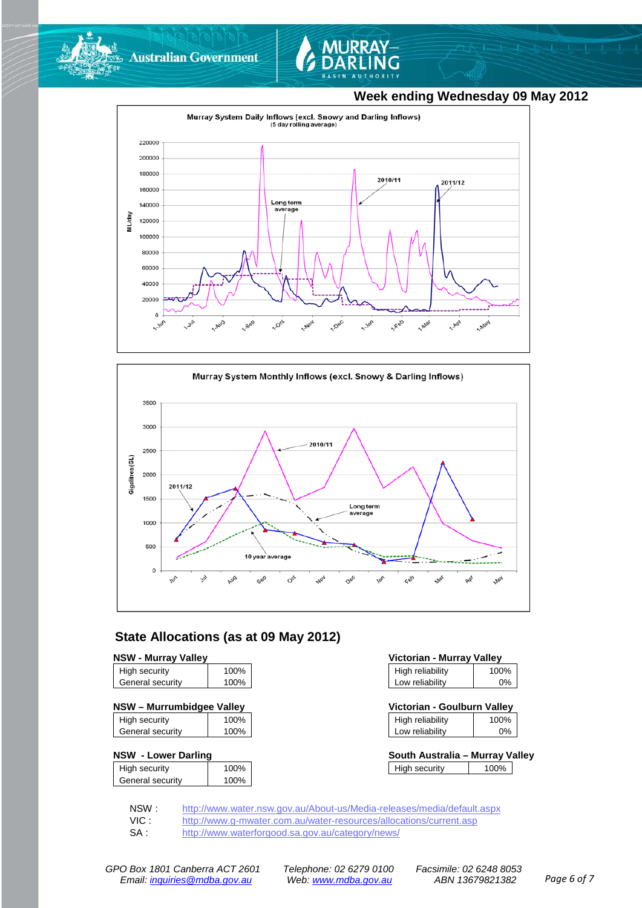Week ending Wednesday 09 May 2012

Murray System Daily Inflows (excl. Snowy and Darling Inflows)
(5 day rolling average)

Murray System Monthly Inflows (excl. Snowy & Darling Inflows)

## State Allocations (as at 09 May 2012)

**NSW - Murray Valley**

| | |
|---|---|
| High security | 100% |
| General security | 100% |

**NSW – Murrumbidgee Valley**

| | |
|---|---|
| High security | 100% |
| General security | 100% |

**NSW - Lower Darling**

| | |
|---|---|
| High security | 100% |
| General security | 100% |

**Victorian - Murray Valley**

| | |
|---|---|
| High reliability | 100% |
| Low reliability | 0% |

**Victorian - Goulburn Valley**

| | |
|---|---|
| High reliability | 100% |
| Low reliability | 0% |

**South Australia – Murray Valley**

| | |
|---|---|
| High security | 100% |

NSW : http://www.water.nsw.gov.au/About-us/Media-releases/media/default.aspx

VIC : http://www.g-mwater.com.au/water-resources/allocations/current.asp

SA : http://www.waterforgood.sa.gov.au/category/news/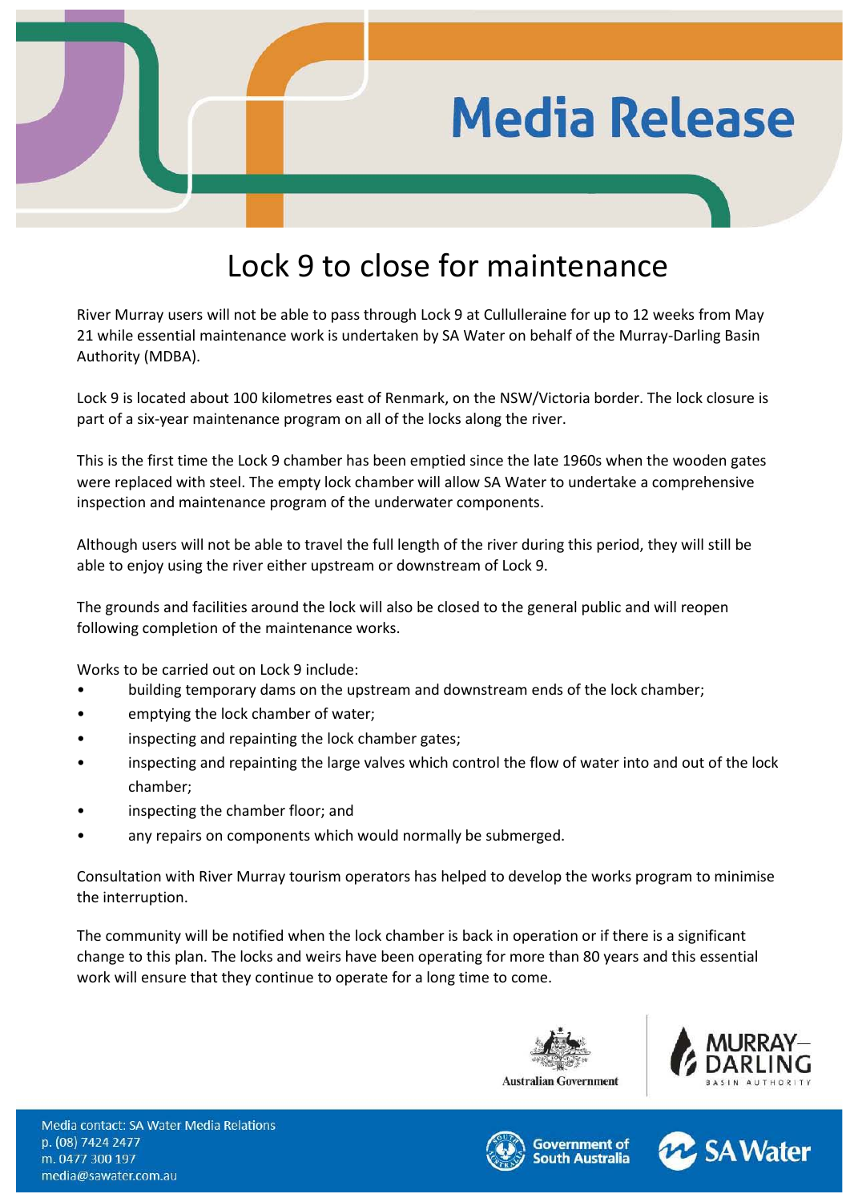# Media Release

## Lock 9 to close for maintenance

River Murray users will not be able to pass through Lock 9 at Cullulleraine for up to 12 weeks from May 21 while essential maintenance work is undertaken by SA Water on behalf of the Murray-Darling Basin Authority (MDBA).

Lock 9 is located about 100 kilometres east of Renmark, on the NSW/Victoria border. The lock closure is part of a six-year maintenance program on all of the locks along the river.

This is the first time the Lock 9 chamber has been emptied since the late 1960s when the wooden gates were replaced with steel. The empty lock chamber will allow SA Water to undertake a comprehensive inspection and maintenance program of the underwater components.

Although users will not be able to travel the full length of the river during this period, they will still be able to enjoy using the river either upstream or downstream of Lock 9.

The grounds and facilities around the lock will also be closed to the general public and will reopen following completion of the maintenance works.

Works to be carried out on Lock 9 include:

- building temporary dams on the upstream and downstream ends of the lock chamber;
- emptying the lock chamber of water;
- inspecting and repainting the lock chamber gates;
- inspecting and repainting the large valves which control the flow of water into and out of the lock chamber;
- inspecting the chamber floor; and
- any repairs on components which would normally be submerged.

Consultation with River Murray tourism operators has helped to develop the works program to minimise the interruption.

The community will be notified when the lock chamber is back in operation or if there is a significant change to this plan. The locks and weirs have been operating for more than 80 years and this essential work will ensure that they continue to operate for a long time to come.

Australian Government

MURRAY–DARLING BASIN AUTHORITY

Media contact: SA Water Media Relations
p. (08) 7424 2477
m. 0477 300 197
media@sawater.com.au

Government of South Australia

SA Water